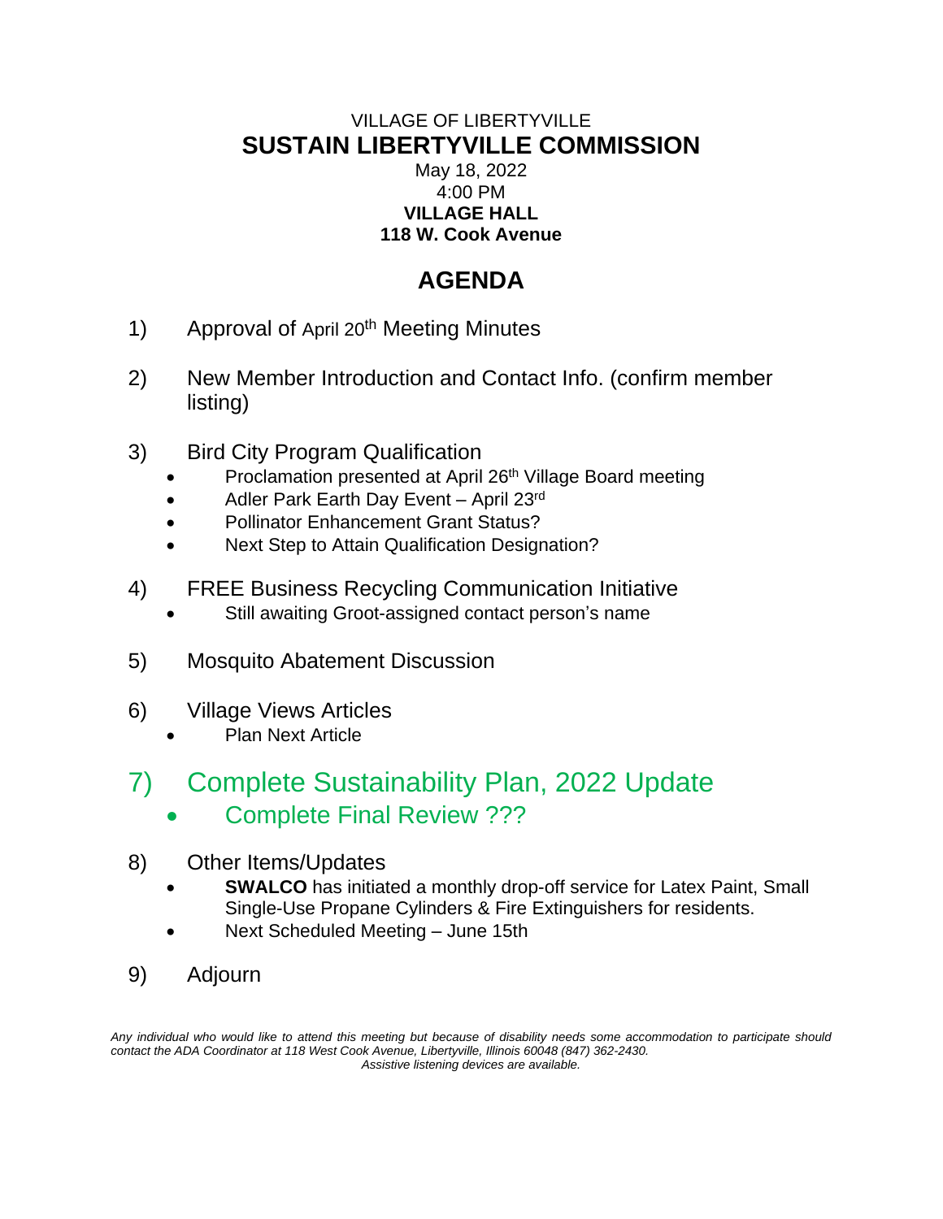VILLAGE OF LIBERTYVILLE

# SUSTAIN LIBERTYVILLE COMMISSION

May 18, 2022
4:00 PM
**VILLAGE HALL**
**118 W. Cook Avenue**

## AGENDA

1) Approval of April 20th Meeting Minutes

2) New Member Introduction and Contact Info. (confirm member listing)

3) Bird City Program Qualification
   - Proclamation presented at April 26th Village Board meeting
   - Adler Park Earth Day Event – April 23rd
   - Pollinator Enhancement Grant Status?
   - Next Step to Attain Qualification Designation?

4) FREE Business Recycling Communication Initiative
   - Still awaiting Groot-assigned contact person's name

5) Mosquito Abatement Discussion

6) Village Views Articles
   - Plan Next Article

7) Complete Sustainability Plan, 2022 Update
   - Complete Final Review ???

8) Other Items/Updates
   - **SWALCO** has initiated a monthly drop-off service for Latex Paint, Small Single-Use Propane Cylinders & Fire Extinguishers for residents.
   - Next Scheduled Meeting – June 15th

9) Adjourn

*Any individual who would like to attend this meeting but because of disability needs some accommodation to participate should contact the ADA Coordinator at 118 West Cook Avenue, Libertyville, Illinois 60048 (847) 362-2430.*
*Assistive listening devices are available.*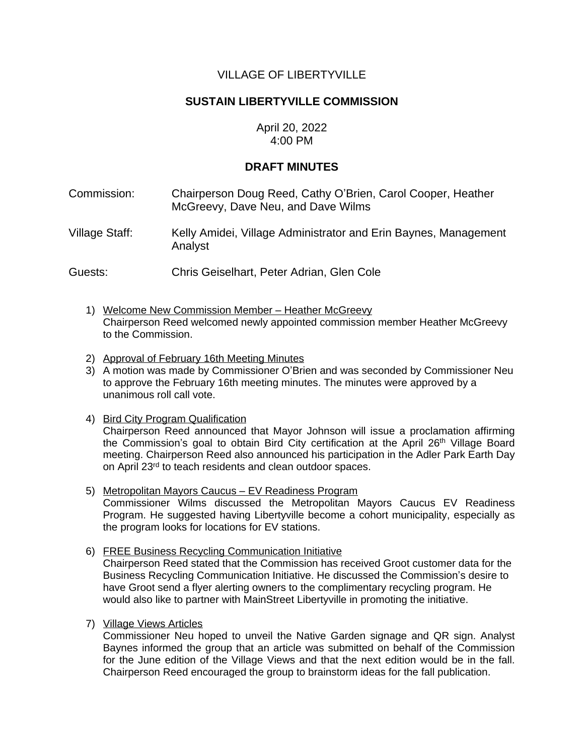VILLAGE OF LIBERTYVILLE

**SUSTAIN LIBERTYVILLE COMMISSION**

April 20, 2022
4:00 PM

**DRAFT MINUTES**

Commission: Chairperson Doug Reed, Cathy O'Brien, Carol Cooper, Heather McGreevy, Dave Neu, and Dave Wilms

Village Staff: Kelly Amidei, Village Administrator and Erin Baynes, Management Analyst

Guests: Chris Geiselhart, Peter Adrian, Glen Cole

1) Welcome New Commission Member – Heather McGreevy
   Chairperson Reed welcomed newly appointed commission member Heather McGreevy to the Commission.

2) Approval of February 16th Meeting Minutes

3) A motion was made by Commissioner O'Brien and was seconded by Commissioner Neu to approve the February 16th meeting minutes. The minutes were approved by a unanimous roll call vote.

4) Bird City Program Qualification
   Chairperson Reed announced that Mayor Johnson will issue a proclamation affirming the Commission's goal to obtain Bird City certification at the April 26th Village Board meeting. Chairperson Reed also announced his participation in the Adler Park Earth Day on April 23rd to teach residents and clean outdoor spaces.

5) Metropolitan Mayors Caucus – EV Readiness Program
   Commissioner Wilms discussed the Metropolitan Mayors Caucus EV Readiness Program. He suggested having Libertyville become a cohort municipality, especially as the program looks for locations for EV stations.

6) FREE Business Recycling Communication Initiative
   Chairperson Reed stated that the Commission has received Groot customer data for the Business Recycling Communication Initiative. He discussed the Commission's desire to have Groot send a flyer alerting owners to the complimentary recycling program. He would also like to partner with MainStreet Libertyville in promoting the initiative.

7) Village Views Articles
   Commissioner Neu hoped to unveil the Native Garden signage and QR sign. Analyst Baynes informed the group that an article was submitted on behalf of the Commission for the June edition of the Village Views and that the next edition would be in the fall. Chairperson Reed encouraged the group to brainstorm ideas for the fall publication.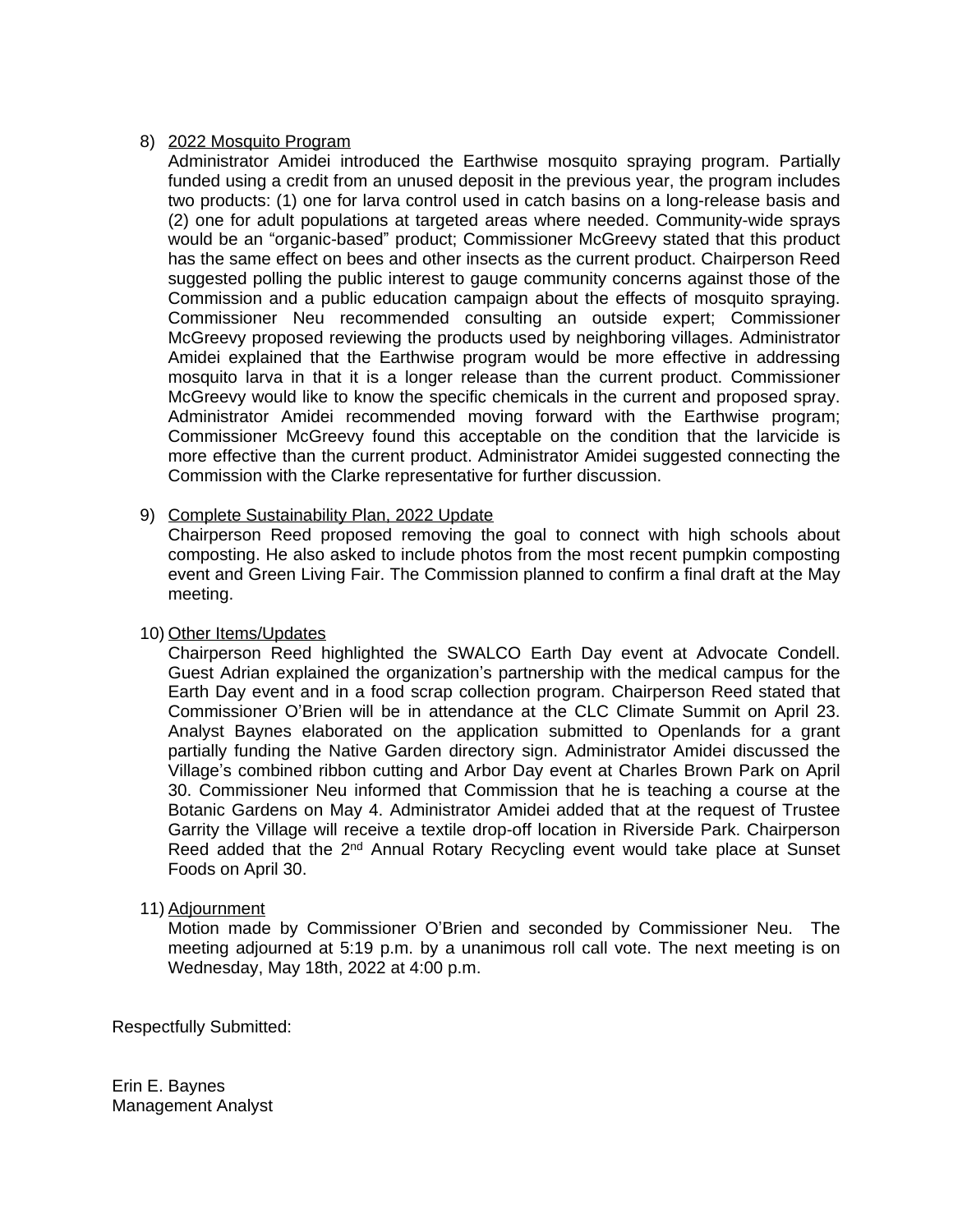8) <u>2022 Mosquito Program</u>

   Administrator Amidei introduced the Earthwise mosquito spraying program. Partially funded using a credit from an unused deposit in the previous year, the program includes two products: (1) one for larva control used in catch basins on a long-release basis and (2) one for adult populations at targeted areas where needed. Community-wide sprays would be an "organic-based" product; Commissioner McGreevy stated that this product has the same effect on bees and other insects as the current product. Chairperson Reed suggested polling the public interest to gauge community concerns against those of the Commission and a public education campaign about the effects of mosquito spraying. Commissioner Neu recommended consulting an outside expert; Commissioner McGreevy proposed reviewing the products used by neighboring villages. Administrator Amidei explained that the Earthwise program would be more effective in addressing mosquito larva in that it is a longer release than the current product. Commissioner McGreevy would like to know the specific chemicals in the current and proposed spray. Administrator Amidei recommended moving forward with the Earthwise program; Commissioner McGreevy found this acceptable on the condition that the larvicide is more effective than the current product. Administrator Amidei suggested connecting the Commission with the Clarke representative for further discussion.

9) <u>Complete Sustainability Plan, 2022 Update</u>

   Chairperson Reed proposed removing the goal to connect with high schools about composting. He also asked to include photos from the most recent pumpkin composting event and Green Living Fair. The Commission planned to confirm a final draft at the May meeting.

10) <u>Other Items/Updates</u>

    Chairperson Reed highlighted the SWALCO Earth Day event at Advocate Condell. Guest Adrian explained the organization's partnership with the medical campus for the Earth Day event and in a food scrap collection program. Chairperson Reed stated that Commissioner O'Brien will be in attendance at the CLC Climate Summit on April 23. Analyst Baynes elaborated on the application submitted to Openlands for a grant partially funding the Native Garden directory sign. Administrator Amidei discussed the Village's combined ribbon cutting and Arbor Day event at Charles Brown Park on April 30. Commissioner Neu informed that Commission that he is teaching a course at the Botanic Gardens on May 4. Administrator Amidei added that at the request of Trustee Garrity the Village will receive a textile drop-off location in Riverside Park. Chairperson Reed added that the 2nd Annual Rotary Recycling event would take place at Sunset Foods on April 30.

11) <u>Adjournment</u>

    Motion made by Commissioner O'Brien and seconded by Commissioner Neu. The meeting adjourned at 5:19 p.m. by a unanimous roll call vote. The next meeting is on Wednesday, May 18th, 2022 at 4:00 p.m.

Respectfully Submitted:

Erin E. Baynes
Management Analyst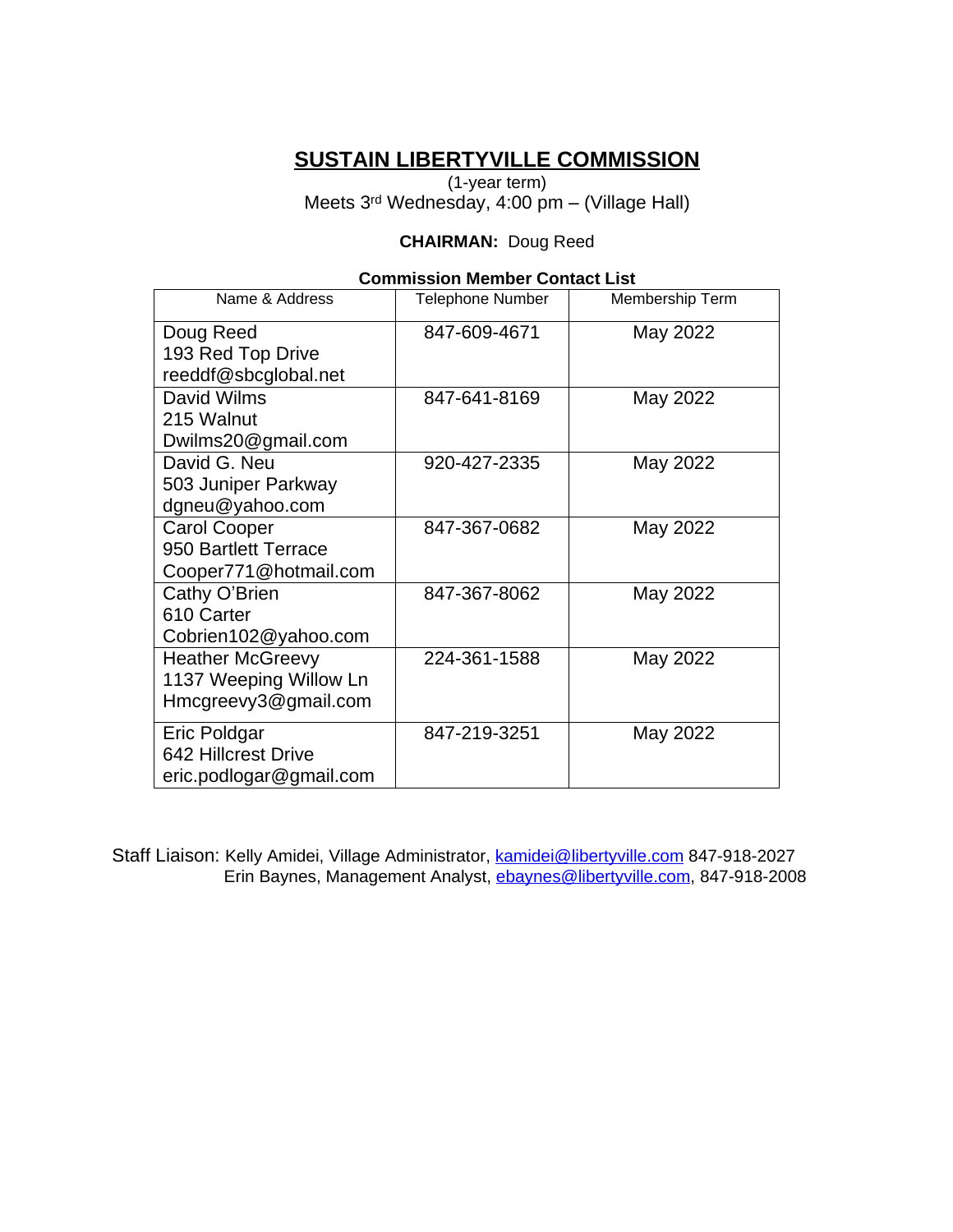# SUSTAIN LIBERTYVILLE COMMISSION

(1-year term)
Meets 3rd Wednesday, 4:00 pm – (Village Hall)

**CHAIRMAN:** Doug Reed

**Commission Member Contact List**

| Name & Address | Telephone Number | Membership Term |
|---|---|---|
| Doug Reed<br>193 Red Top Drive<br>reeddf@sbcglobal.net | 847-609-4671 | May 2022 |
| David Wilms<br>215 Walnut<br>Dwilms20@gmail.com | 847-641-8169 | May 2022 |
| David G. Neu<br>503 Juniper Parkway<br>dgneu@yahoo.com | 920-427-2335 | May 2022 |
| Carol Cooper<br>950 Bartlett Terrace<br>Cooper771@hotmail.com | 847-367-0682 | May 2022 |
| Cathy O'Brien<br>610 Carter<br>Cobrien102@yahoo.com | 847-367-8062 | May 2022 |
| Heather McGreevy<br>1137 Weeping Willow Ln<br>Hmcgreevy3@gmail.com | 224-361-1588 | May 2022 |
| Eric Poldgar<br>642 Hillcrest Drive<br>eric.podlogar@gmail.com | 847-219-3251 | May 2022 |

Staff Liaison: Kelly Amidei, Village Administrator, kamidei@libertyville.com 847-918-2027
Erin Baynes, Management Analyst, ebaynes@libertyville.com, 847-918-2008